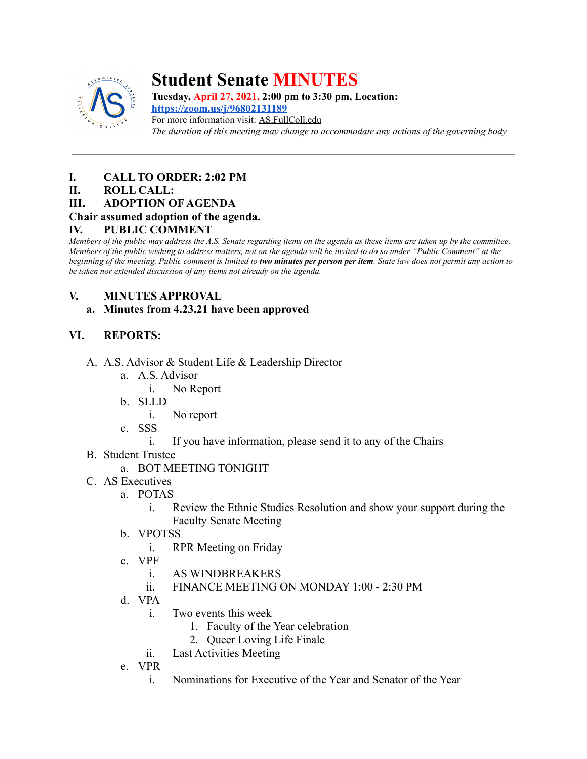# Student Senate MINUTES

**Tuesday, April 27, 2021, 2:00 pm to 3:30 pm, Location:**
**https://zoom.us/j/96802131189**
For more information visit: AS.FullColl.edu
*The duration of this meeting may change to accommodate any actions of the governing body*

---

**I. CALL TO ORDER: 2:02 PM**

**II. ROLL CALL:**

**III. ADOPTION OF AGENDA**

**Chair assumed adoption of the agenda.**

**IV. PUBLIC COMMENT**

*Members of the public may address the A.S. Senate regarding items on the agenda as these items are taken up by the committee. Members of the public wishing to address matters, not on the agenda will be invited to do so under "Public Comment" at the beginning of the meeting. Public comment is limited to **two minutes per person per item**. State law does not permit any action to be taken nor extended discussion of any items not already on the agenda.*

**V. MINUTES APPROVAL**

**a. Minutes from 4.23.21 have been approved**

**VI. REPORTS:**

A. A.S. Advisor & Student Life & Leadership Director
   a. A.S. Advisor
      i. No Report
   b. SLLD
      i. No report
   c. SSS
      i. If you have information, please send it to any of the Chairs

B. Student Trustee
   a. BOT MEETING TONIGHT

C. AS Executives
   a. POTAS
      i. Review the Ethnic Studies Resolution and show your support during the Faculty Senate Meeting
   b. VPOTSS
      i. RPR Meeting on Friday
   c. VPF
      i. AS WINDBREAKERS
      ii. FINANCE MEETING ON MONDAY 1:00 - 2:30 PM
   d. VPA
      i. Two events this week
         1. Faculty of the Year celebration
         2. Queer Loving Life Finale
      ii. Last Activities Meeting
   e. VPR
      i. Nominations for Executive of the Year and Senator of the Year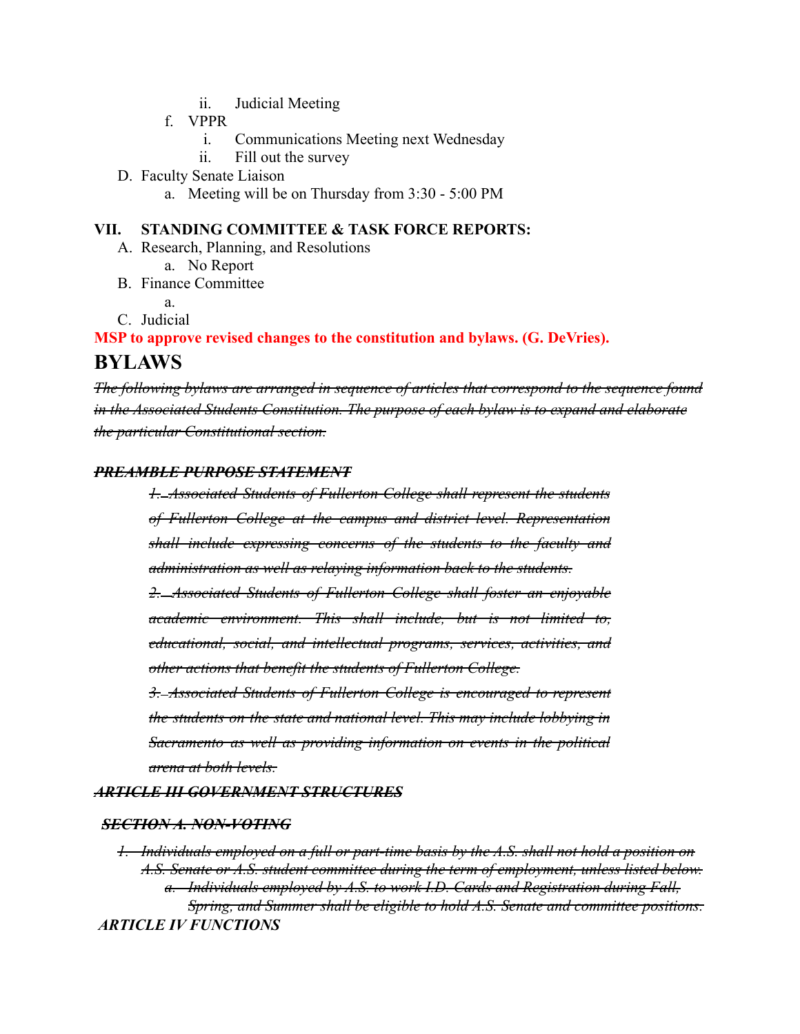ii. Judicial Meeting
        f. VPPR
            i. Communications Meeting next Wednesday
            ii. Fill out the survey
    D. Faculty Senate Liaison
        a. Meeting will be on Thursday from 3:30 - 5:00 PM

**VII. STANDING COMMITTEE & TASK FORCE REPORTS:**

A. Research, Planning, and Resolutions
    a. No Report

B. Finance Committee
    a.

C. Judicial

**MSP to approve revised changes to the constitution and bylaws. (G. DeVries).**

# BYLAWS

~~*The following bylaws are arranged in sequence of articles that correspond to the sequence found in the Associated Students Constitution. The purpose of each bylaw is to expand and elaborate the particular Constitutional section.*~~

~~***PREAMBLE PURPOSE STATEMENT***~~

~~*1. Associated Students of Fullerton College shall represent the students of Fullerton College at the campus and district level. Representation shall include expressing concerns of the students to the faculty and administration as well as relaying information back to the students.*~~

~~*2. Associated Students of Fullerton College shall foster an enjoyable academic environment. This shall include, but is not limited to, educational, social, and intellectual programs, services, activities, and other actions that benefit the students of Fullerton College.*~~

~~*3. Associated Students of Fullerton College is encouraged to represent the students on the state and national level. This may include lobbying in Sacramento as well as providing information on events in the political arena at both levels.*~~

~~***ARTICLE III GOVERNMENT STRUCTURES***~~

~~***SECTION A. NON-VOTING***~~

~~*1. Individuals employed on a full or part-time basis by the A.S. shall not hold a position on A.S. Senate or A.S. student committee during the term of employment, unless listed below.*~~
    ~~*a. Individuals employed by A.S. to work I.D. Cards and Registration during Fall, Spring, and Summer shall be eligible to hold A.S. Senate and committee positions.*~~

***ARTICLE IV FUNCTIONS***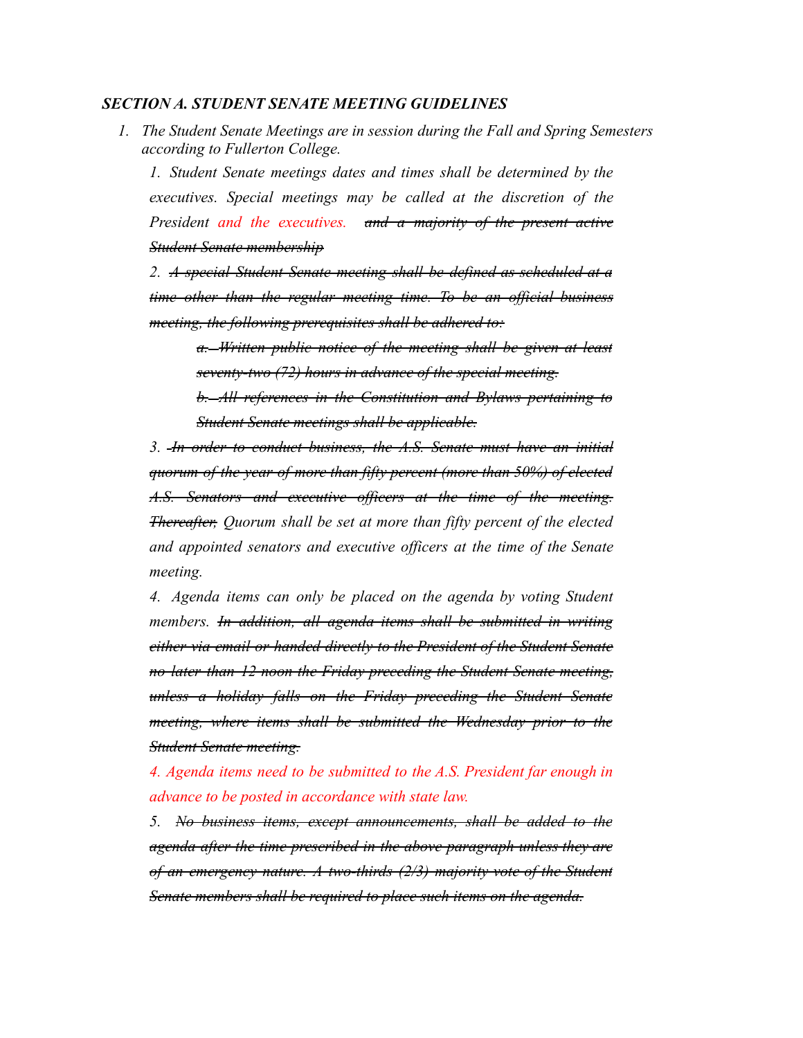***SECTION A. STUDENT SENATE MEETING GUIDELINES***

1. *The Student Senate Meetings are in session during the Fall and Spring Semesters according to Fullerton College.*

   *1. Student Senate meetings dates and times shall be determined by the executives. Special meetings may be called at the discretion of the President and the executives. ~~and a majority of the present active Student Senate membership~~*

   *2. ~~A special Student Senate meeting shall be defined as scheduled at a time other than the regular meeting time. To be an official business meeting, the following prerequisites shall be adhered to:~~*

   *~~a. Written public notice of the meeting shall be given at least seventy-two (72) hours in advance of the special meeting.~~*

   *~~b. All references in the Constitution and Bylaws pertaining to Student Senate meetings shall be applicable.~~*

   *3. ~~In order to conduct business, the A.S. Senate must have an initial quorum of the year of more than fifty percent (more than 50%) of elected A.S. Senators and executive officers at the time of the meeting. Thereafter,~~ Quorum shall be set at more than fifty percent of the elected and appointed senators and executive officers at the time of the Senate meeting.*

   *4. Agenda items can only be placed on the agenda by voting Student members. ~~In addition, all agenda items shall be submitted in writing either via email or handed directly to the President of the Student Senate no later than 12 noon the Friday preceding the Student Senate meeting, unless a holiday falls on the Friday preceding the Student Senate meeting, where items shall be submitted the Wednesday prior to the Student Senate meeting.~~*

   *4. Agenda items need to be submitted to the A.S. President far enough in advance to be posted in accordance with state law.*

   *5. ~~No business items, except announcements, shall be added to the agenda after the time prescribed in the above paragraph unless they are of an emergency nature. A two-thirds (2/3) majority vote of the Student Senate members shall be required to place such items on the agenda.~~*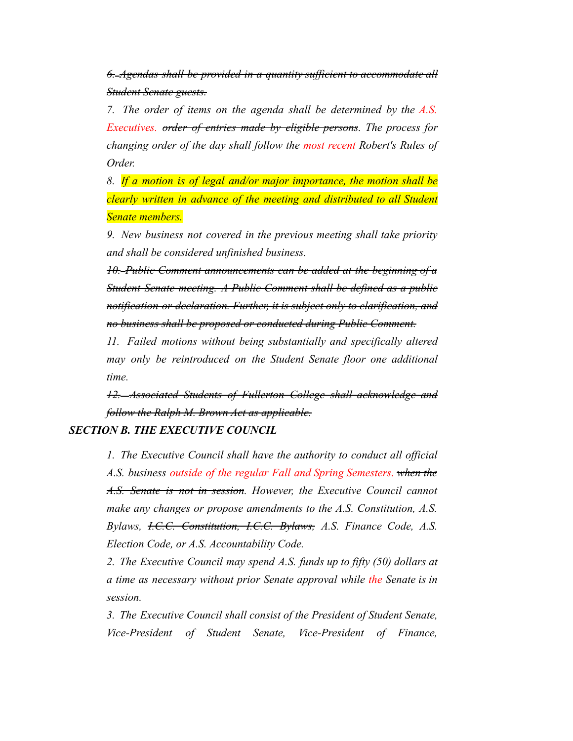*~~6. Agendas shall be provided in a quantity sufficient to accommodate all Student Senate guests.~~*

*7. The order of items on the agenda shall be determined by the A.S. Executives. ~~order of entries made by eligible persons~~. The process for changing order of the day shall follow the most recent Robert's Rules of Order.*

*8. If a motion is of legal and/or major importance, the motion shall be clearly written in advance of the meeting and distributed to all Student Senate members.*

*9. New business not covered in the previous meeting shall take priority and shall be considered unfinished business.*

*~~10. Public Comment announcements can be added at the beginning of a Student Senate meeting. A Public Comment shall be defined as a public notification or declaration. Further, it is subject only to clarification, and no business shall be proposed or conducted during Public Comment.~~*

*11. Failed motions without being substantially and specifically altered may only be reintroduced on the Student Senate floor one additional time.*

*~~12. Associated Students of Fullerton College shall acknowledge and follow the Ralph M. Brown Act as applicable.~~*

## *SECTION B. THE EXECUTIVE COUNCIL*

*1. The Executive Council shall have the authority to conduct all official A.S. business outside of the regular Fall and Spring Semesters. ~~when the A.S. Senate is not in session~~. However, the Executive Council cannot make any changes or propose amendments to the A.S. Constitution, A.S. Bylaws, ~~I.C.C. Constitution, I.C.C. Bylaws,~~ A.S. Finance Code, A.S. Election Code, or A.S. Accountability Code.*

*2. The Executive Council may spend A.S. funds up to fifty (50) dollars at a time as necessary without prior Senate approval while the Senate is in session.*

*3. The Executive Council shall consist of the President of Student Senate, Vice-President of Student Senate, Vice-President of Finance,*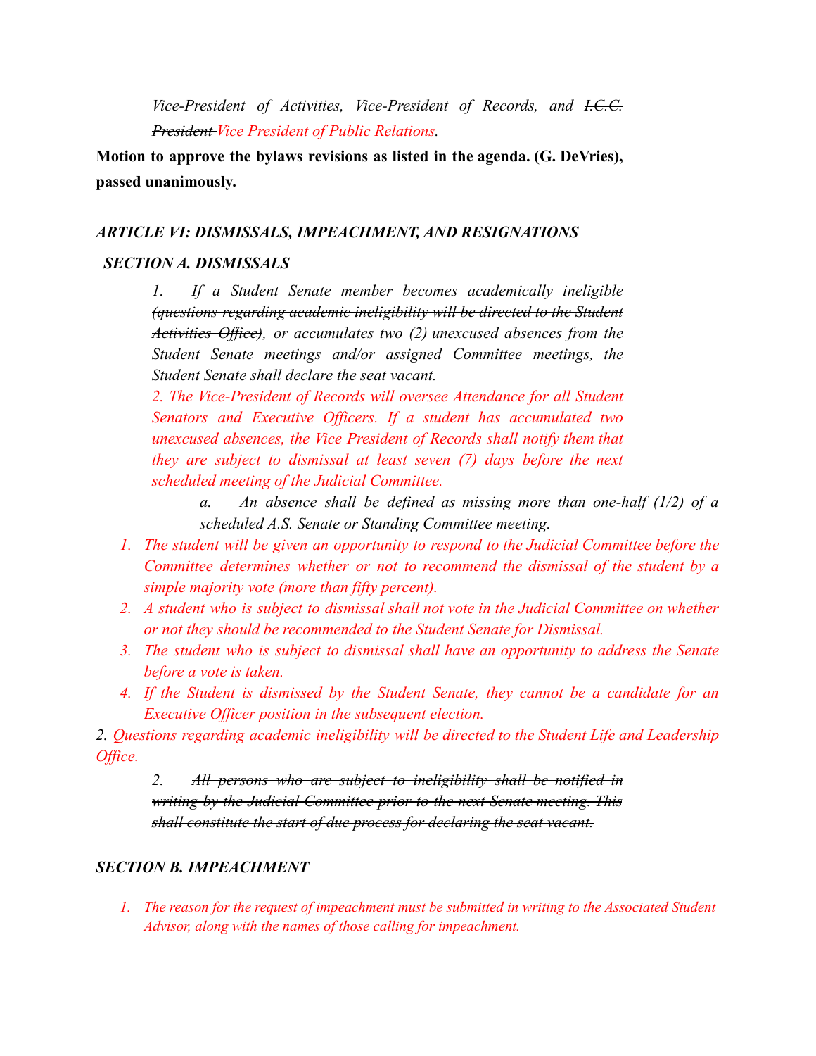*Vice-President of Activities, Vice-President of Records, and ~~I.C.C. President~~ Vice President of Public Relations.*

**Motion to approve the bylaws revisions as listed in the agenda. (G. DeVries), passed unanimously.**

***ARTICLE VI: DISMISSALS, IMPEACHMENT, AND RESIGNATIONS***

***SECTION A. DISMISSALS***

*1. If a Student Senate member becomes academically ineligible ~~(questions regarding academic ineligibility will be directed to the Student Activities Office)~~, or accumulates two (2) unexcused absences from the Student Senate meetings and/or assigned Committee meetings, the Student Senate shall declare the seat vacant.*

*2. The Vice-President of Records will oversee Attendance for all Student Senators and Executive Officers. If a student has accumulated two unexcused absences, the Vice President of Records shall notify them that they are subject to dismissal at least seven (7) days before the next scheduled meeting of the Judicial Committee.*

*a. An absence shall be defined as missing more than one-half (1/2) of a scheduled A.S. Senate or Standing Committee meeting.*

1. *The student will be given an opportunity to respond to the Judicial Committee before the Committee determines whether or not to recommend the dismissal of the student by a simple majority vote (more than fifty percent).*
2. *A student who is subject to dismissal shall not vote in the Judicial Committee on whether or not they should be recommended to the Student Senate for Dismissal.*
3. *The student who is subject to dismissal shall have an opportunity to address the Senate before a vote is taken.*
4. *If the Student is dismissed by the Student Senate, they cannot be a candidate for an Executive Officer position in the subsequent election.*

*2. Questions regarding academic ineligibility will be directed to the Student Life and Leadership Office.*

*2. ~~All persons who are subject to ineligibility shall be notified in writing by the Judicial Committee prior to the next Senate meeting. This shall constitute the start of due process for declaring the seat vacant.~~*

***SECTION B. IMPEACHMENT***

1. *The reason for the request of impeachment must be submitted in writing to the Associated Student Advisor, along with the names of those calling for impeachment.*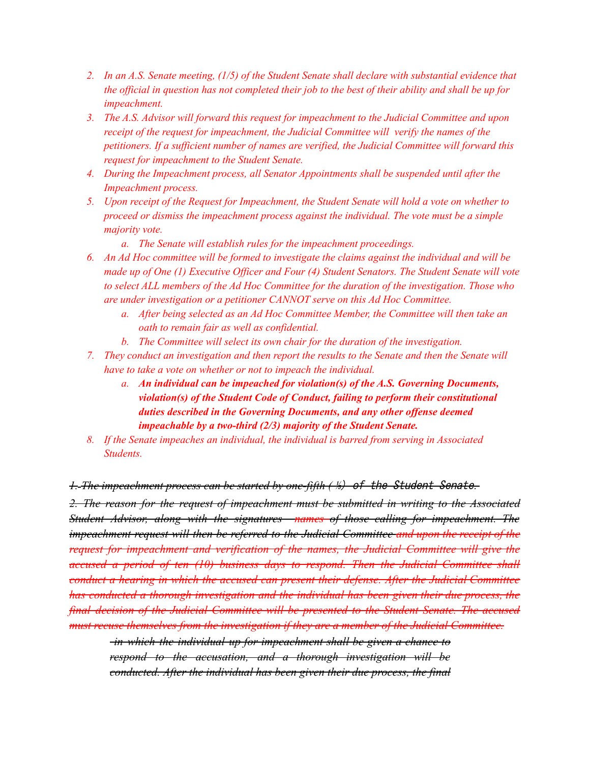2. *In an A.S. Senate meeting, (1/5) of the Student Senate shall declare with substantial evidence that the official in question has not completed their job to the best of their ability and shall be up for impeachment.*
3. *The A.S. Advisor will forward this request for impeachment to the Judicial Committee and upon receipt of the request for impeachment, the Judicial Committee will verify the names of the petitioners. If a sufficient number of names are verified, the Judicial Committee will forward this request for impeachment to the Student Senate.*
4. *During the Impeachment process, all Senator Appointments shall be suspended until after the Impeachment process.*
5. *Upon receipt of the Request for Impeachment, the Student Senate will hold a vote on whether to proceed or dismiss the impeachment process against the individual. The vote must be a simple majority vote.*
    a. *The Senate will establish rules for the impeachment proceedings.*
6. *An Ad Hoc committee will be formed to investigate the claims against the individual and will be made up of One (1) Executive Officer and Four (4) Student Senators. The Student Senate will vote to select ALL members of the Ad Hoc Committee for the duration of the investigation. Those who are under investigation or a petitioner CANNOT serve on this Ad Hoc Committee.*
    a. *After being selected as an Ad Hoc Committee Member, the Committee will then take an oath to remain fair as well as confidential.*
    b. *The Committee will select its own chair for the duration of the investigation.*
7. *They conduct an investigation and then report the results to the Senate and then the Senate will have to take a vote on whether or not to impeach the individual.*
    a. ***An individual can be impeached for violation(s) of the A.S. Governing Documents, violation(s) of the Student Code of Conduct, failing to perform their constitutional duties described in the Governing Documents, and any other offense deemed impeachable by a two-third (2/3) majority of the Student Senate.***
8. *If the Senate impeaches an individual, the individual is barred from serving in Associated Students.*

~~*1. The impeachment process can be started by one-fifth (⅕) of the Student Senate.*~~

~~*2. The reason for the request of impeachment must be submitted in writing to the Associated Student Advisor, along with the signatures names of those calling for impeachment. The impeachment request will then be referred to the Judicial Committee and upon the receipt of the request for impeachment and verification of the names, the Judicial Committee will give the accused a period of ten (10) business days to respond. Then the Judicial Committee shall conduct a hearing in which the accused can present their defense. After the Judicial Committee has conducted a thorough investigation and the individual has been given their due process, the final decision of the Judicial Committee will be presented to the Student Senate. The accused must recuse themselves from the investigation if they are a member of the Judicial Committee.*~~

~~*in which the individual up for impeachment shall be given a chance to respond to the accusation, and a thorough investigation will be conducted. After the individual has been given their due process, the final*~~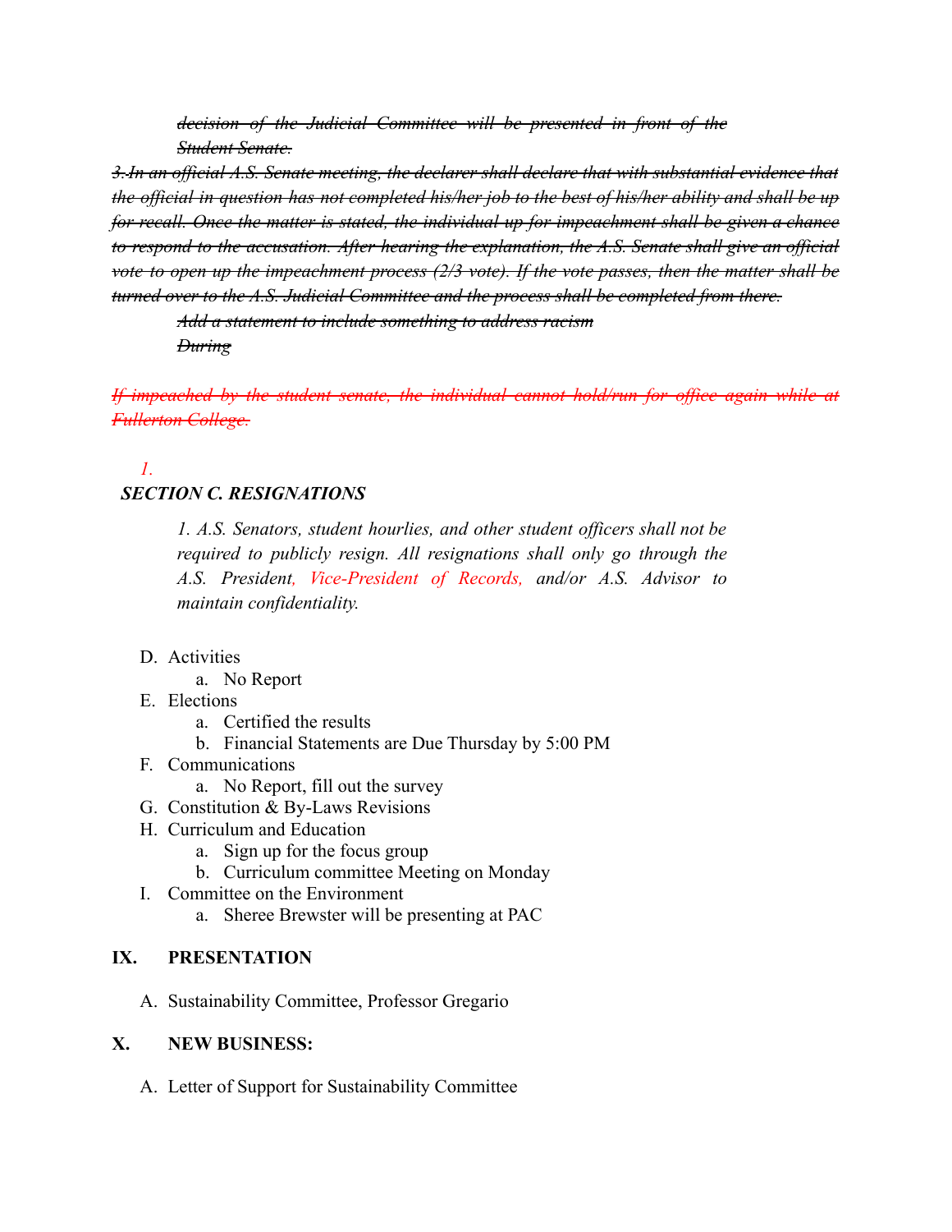~~*decision of the Judicial Committee will be presented in front of the Student Senate.*~~

~~*3. In an official A.S. Senate meeting, the declarer shall declare that with substantial evidence that the official in question has not completed his/her job to the best of his/her ability and shall be up for recall. Once the matter is stated, the individual up for impeachment shall be given a chance to respond to the accusation. After hearing the explanation, the A.S. Senate shall give an official vote to open up the impeachment process (2/3 vote). If the vote passes, then the matter shall be turned over to the A.S. Judicial Committee and the process shall be completed from there.*~~

~~*Add a statement to include something to address racism*~~

~~*During*~~

~~*If impeached by the student senate, the individual cannot hold/run for office again while at Fullerton College.*~~

*1.*

***SECTION C. RESIGNATIONS***

*1. A.S. Senators, student hourlies, and other student officers shall not be required to publicly resign. All resignations shall only go through the A.S. President, Vice-President of Records, and/or A.S. Advisor to maintain confidentiality.*

D. Activities
   a. No Report
E. Elections
   a. Certified the results
   b. Financial Statements are Due Thursday by 5:00 PM
F. Communications
   a. No Report, fill out the survey
G. Constitution & By-Laws Revisions
H. Curriculum and Education
   a. Sign up for the focus group
   b. Curriculum committee Meeting on Monday
I. Committee on the Environment
   a. Sheree Brewster will be presenting at PAC

## IX. PRESENTATION

A. Sustainability Committee, Professor Gregario

## X. NEW BUSINESS:

A. Letter of Support for Sustainability Committee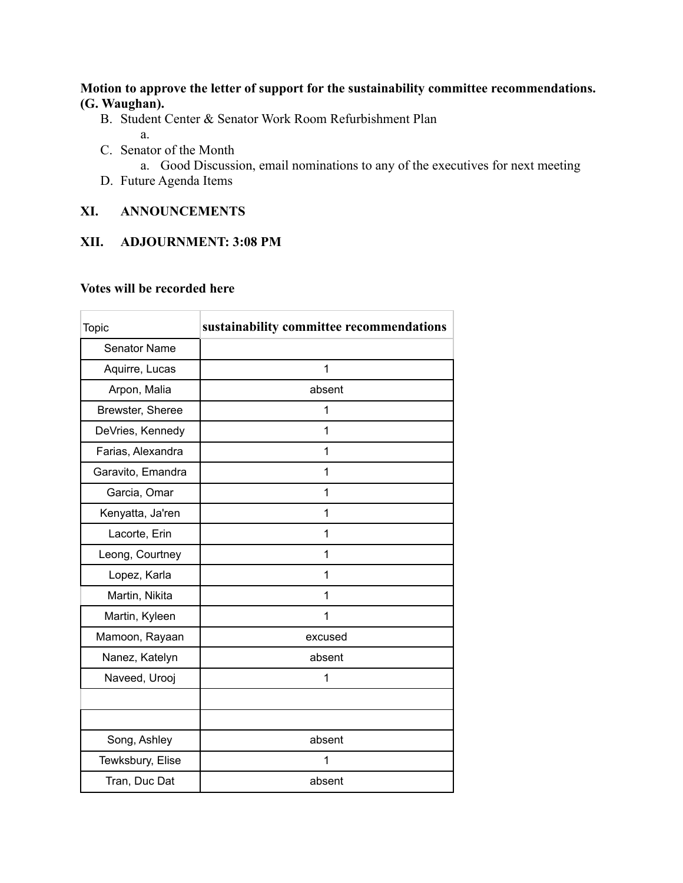**Motion to approve the letter of support for the sustainability committee recommendations. (G. Waughan).**

B. Student Center & Senator Work Room Refurbishment Plan
    a.
C. Senator of the Month
    a. Good Discussion, email nominations to any of the executives for next meeting
D. Future Agenda Items

## XI. ANNOUNCEMENTS

## XII. ADJOURNMENT: 3:08 PM

**Votes will be recorded here**

| Topic | **sustainability committee recommendations** |
|---|---|
| Senator Name | |
| Aquirre, Lucas | 1 |
| Arpon, Malia | absent |
| Brewster, Sheree | 1 |
| DeVries, Kennedy | 1 |
| Farias, Alexandra | 1 |
| Garavito, Emandra | 1 |
| Garcia, Omar | 1 |
| Kenyatta, Ja'ren | 1 |
| Lacorte, Erin | 1 |
| Leong, Courtney | 1 |
| Lopez, Karla | 1 |
| Martin, Nikita | 1 |
| Martin, Kyleen | 1 |
| Mamoon, Rayaan | excused |
| Nanez, Katelyn | absent |
| Naveed, Urooj | 1 |
| | |
| | |
| Song, Ashley | absent |
| Tewksbury, Elise | 1 |
| Tran, Duc Dat | absent |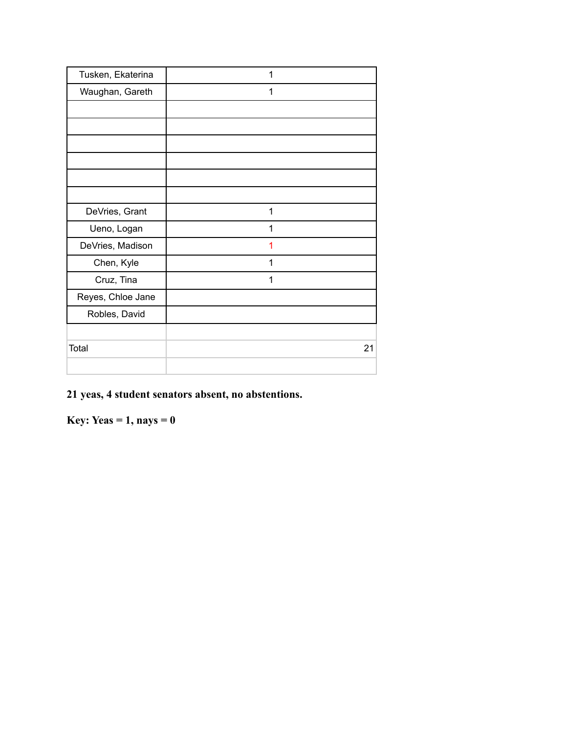| | |
|---|---|
| Tusken, Ekaterina | 1 |
| Waughan, Gareth | 1 |
| | |
| | |
| | |
| | |
| | |
| | |
| DeVries, Grant | 1 |
| Ueno, Logan | 1 |
| DeVries, Madison | 1 |
| Chen, Kyle | 1 |
| Cruz, Tina | 1 |
| Reyes, Chloe Jane | |
| Robles, David | |
| | |
| Total | 21 |
| | |

**21 yeas, 4 student senators absent, no abstentions.**

**Key: Yeas = 1, nays = 0**